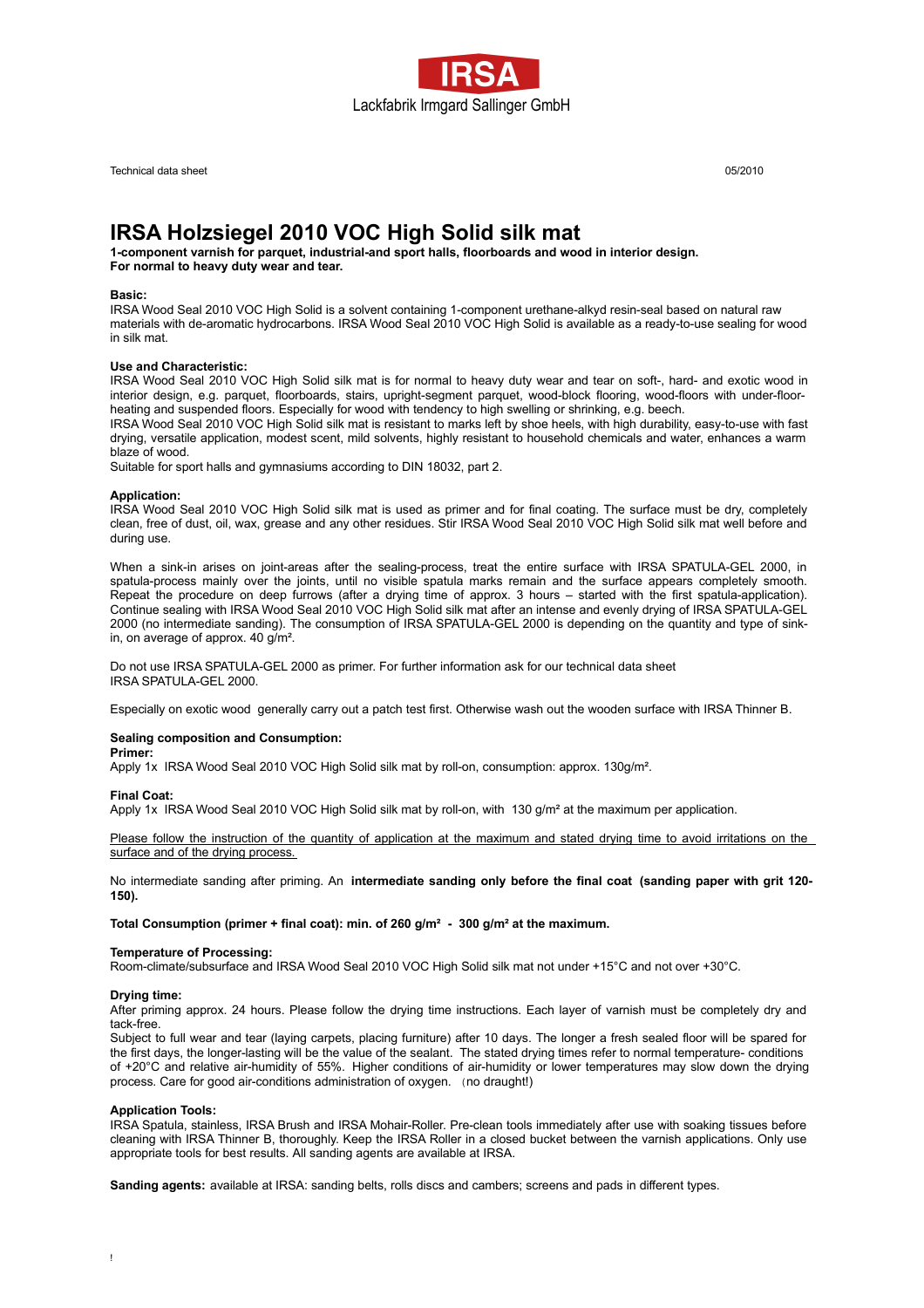IRSA

Lackfabrik Irmgard Sallinger GmbH

Technical data sheet 05/2010

# IRSA Holzsiegel 2010 VOC High Solid silk mat

**1-component varnish for parquet, industrial-and sport halls, floorboards and wood in interior design.**
**For normal to heavy duty wear and tear.**

**Basic:**
IRSA Wood Seal 2010 VOC High Solid is a solvent containing 1-component urethane-alkyd resin-seal based on natural raw materials with de-aromatic hydrocarbons. IRSA Wood Seal 2010 VOC High Solid is available as a ready-to-use sealing for wood in silk mat.

**Use and Characteristic:**
IRSA Wood Seal 2010 VOC High Solid silk mat is for normal to heavy duty wear and tear on soft-, hard- and exotic wood in interior design, e.g. parquet, floorboards, stairs, upright-segment parquet, wood-block flooring, wood-floors with under-floor-heating and suspended floors. Especially for wood with tendency to high swelling or shrinking, e.g. beech.
IRSA Wood Seal 2010 VOC High Solid silk mat is resistant to marks left by shoe heels, with high durability, easy-to-use with fast drying, versatile application, modest scent, mild solvents, highly resistant to household chemicals and water, enhances a warm blaze of wood.
Suitable for sport halls and gymnasiums according to DIN 18032, part 2.

**Application:**
IRSA Wood Seal 2010 VOC High Solid silk mat is used as primer and for final coating. The surface must be dry, completely clean, free of dust, oil, wax, grease and any other residues. Stir IRSA Wood Seal 2010 VOC High Solid silk mat well before and during use.

When a sink-in arises on joint-areas after the sealing-process, treat the entire surface with IRSA SPATULA-GEL 2000, in spatula-process mainly over the joints, until no visible spatula marks remain and the surface appears completely smooth. Repeat the procedure on deep furrows (after a drying time of approx. 3 hours – started with the first spatula-application). Continue sealing with IRSA Wood Seal 2010 VOC High Solid silk mat after an intense and evenly drying of IRSA SPATULA-GEL 2000 (no intermediate sanding). The consumption of IRSA SPATULA-GEL 2000 is depending on the quantity and type of sink-in, on average of approx. 40 g/m².

Do not use IRSA SPATULA-GEL 2000 as primer. For further information ask for our technical data sheet IRSA SPATULA-GEL 2000.

Especially on exotic wood generally carry out a patch test first. Otherwise wash out the wooden surface with IRSA Thinner B.

**Sealing composition and Consumption:**
**Primer:**
Apply 1x IRSA Wood Seal 2010 VOC High Solid silk mat by roll-on, consumption: approx. 130g/m².

**Final Coat:**
Apply 1x IRSA Wood Seal 2010 VOC High Solid silk mat by roll-on, with 130 g/m² at the maximum per application.

Please follow the instruction of the quantity of application at the maximum and stated drying time to avoid irritations on the surface and of the drying process.

No intermediate sanding after priming. An **intermediate sanding only before the final coat (sanding paper with grit 120-150).**

**Total Consumption (primer + final coat): min. of 260 g/m² - 300 g/m² at the maximum.**

**Temperature of Processing:**
Room-climate/subsurface and IRSA Wood Seal 2010 VOC High Solid silk mat not under +15°C and not over +30°C.

**Drying time:**
After priming approx. 24 hours. Please follow the drying time instructions. Each layer of varnish must be completely dry and tack-free.
Subject to full wear and tear (laying carpets, placing furniture) after 10 days. The longer a fresh sealed floor will be spared for the first days, the longer-lasting will be the value of the sealant. The stated drying times refer to normal temperature- conditions of +20°C and relative air-humidity of 55%. Higher conditions of air-humidity or lower temperatures may slow down the drying process. Care for good air-conditions administration of oxygen. (no draught!)

**Application Tools:**
IRSA Spatula, stainless, IRSA Brush and IRSA Mohair-Roller. Pre-clean tools immediately after use with soaking tissues before cleaning with IRSA Thinner B, thoroughly. Keep the IRSA Roller in a closed bucket between the varnish applications. Only use appropriate tools for best results. All sanding agents are available at IRSA.

**Sanding agents:** available at IRSA: sanding belts, rolls discs and cambers; screens and pads in different types.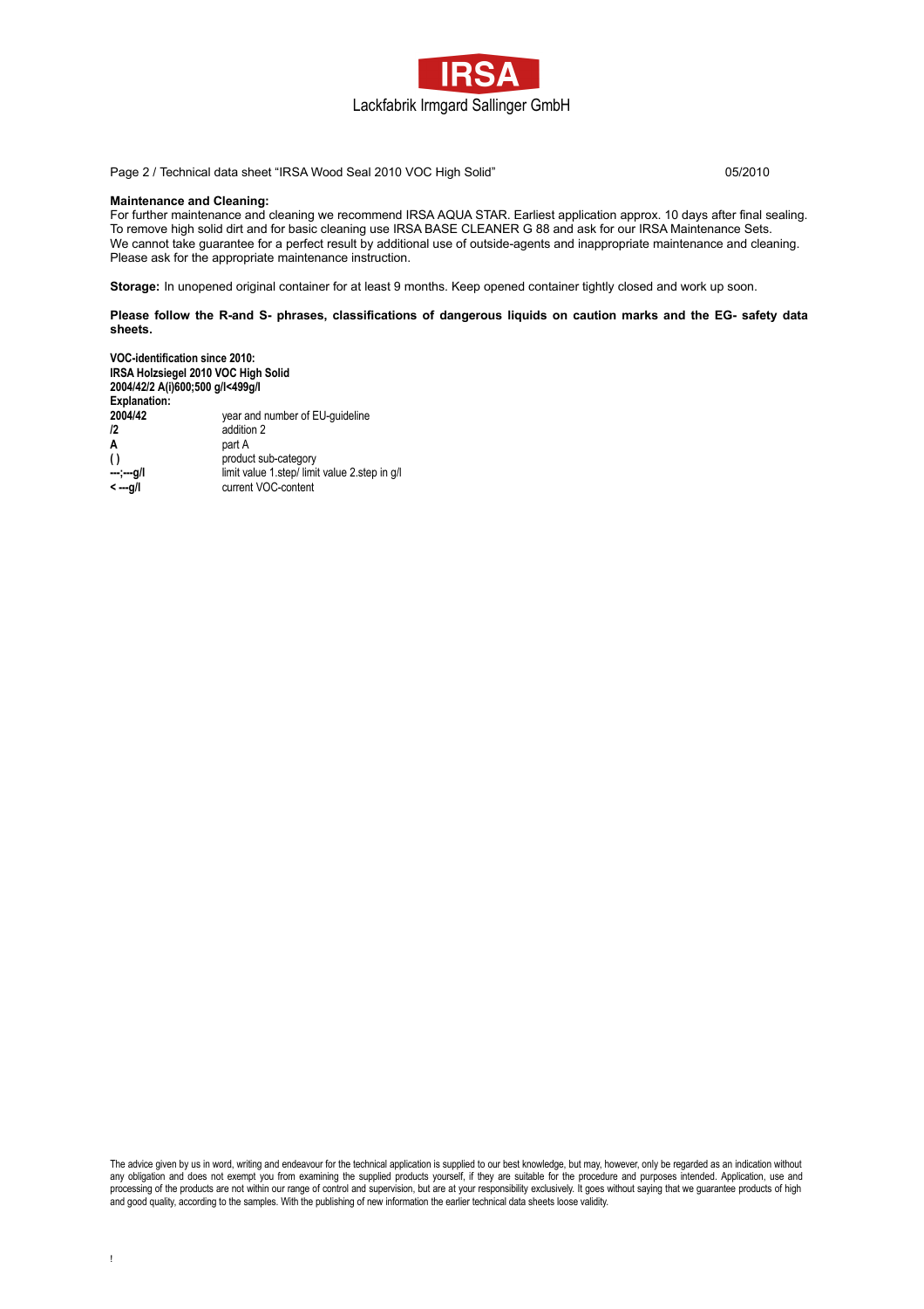**Maintenance and Cleaning:**
For further maintenance and cleaning we recommend IRSA AQUA STAR. Earliest application approx. 10 days after final sealing. To remove high solid dirt and for basic cleaning use IRSA BASE CLEANER G 88 and ask for our IRSA Maintenance Sets. We cannot take guarantee for a perfect result by additional use of outside-agents and inappropriate maintenance and cleaning. Please ask for the appropriate maintenance instruction.

**Storage:** In unopened original container for at least 9 months. Keep opened container tightly closed and work up soon.

**Please follow the R-and S- phrases, classifications of dangerous liquids on caution marks and the EG- safety data sheets.**

**VOC-identification since 2010:**
**IRSA Holzsiegel 2010 VOC High Solid**
**2004/42/2 A(i)600;500 g/l<499g/l**
**Explanation:**

| | |
|---|---|
| **2004/42** | year and number of EU-guideline |
| **/2** | addition 2 |
| **A** | part A |
| **( )** | product sub-category |
| **---;---g/l** | limit value 1.step/ limit value 2.step in g/l |
| **< ---g/l** | current VOC-content |

The advice given by us in word, writing and endeavour for the technical application is supplied to our best knowledge, but may, however, only be regarded as an indication without any obligation and does not exempt you from examining the supplied products yourself, if they are suitable for the procedure and purposes intended. Application, use and processing of the products are not within our range of control and supervision, but are at your responsibility exclusively. It goes without saying that we guarantee products of high and good quality, according to the samples. With the publishing of new information the earlier technical data sheets loose validity.